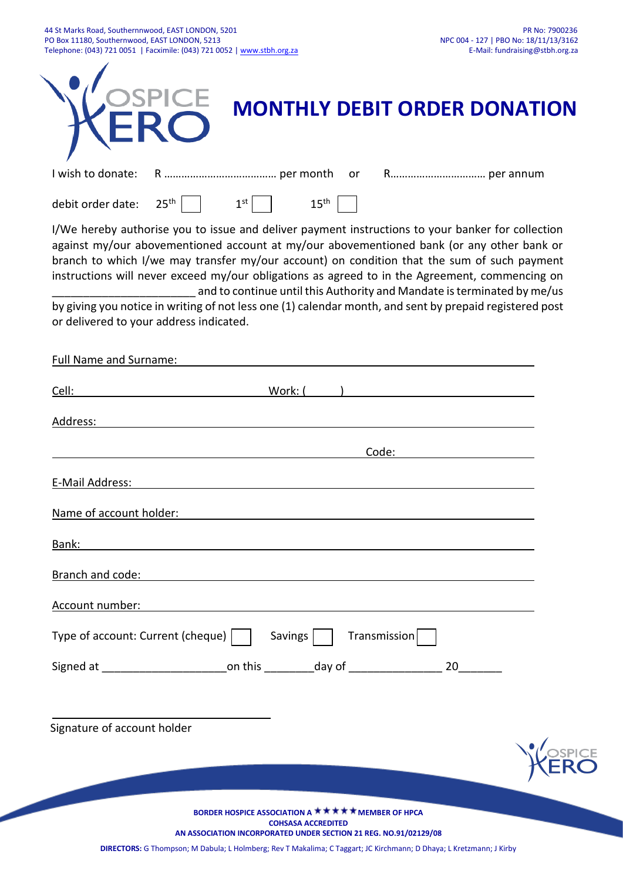44 St Marks Road, Southernnwood, EAST LONDON, 5201
PO Box 11180, Southernwood, EAST LONDON, 5213
Telephone: (043) 721 0051 | Facximile: (043) 721 0052 | www.stbh.org.za

PR No: 7900236
NPC 004 - 127 | PBO No: 18/11/13/3162
E-Mail: fundraising@stbh.org.za

HOSPICE KERO

# MONTHLY DEBIT ORDER DONATION

I wish to donate: R ……………………………… per month or R…………………………… per annum

debit order date: 25th ☐ 1st ☐ 15th ☐

I/We hereby authorise you to issue and deliver payment instructions to your banker for collection against my/our abovementioned account at my/our abovementioned bank (or any other bank or branch to which I/we may transfer my/our account) on condition that the sum of such payment instructions will never exceed my/our obligations as agreed to in the Agreement, commencing on ______________________ and to continue until this Authority and Mandate is terminated by me/us by giving you notice in writing of not less one (1) calendar month, and sent by prepaid registered post or delivered to your address indicated.

Full Name and Surname: ______________________________

Cell: ______________________ Work: ( ) ______________________

Address: ______________________________

______________________________ Code: __________

E-Mail Address: ______________________________

Name of account holder: ______________________________

Bank: ______________________________

Branch and code: ______________________________

Account number: ______________________________

Type of account: Current (cheque) ☐ Savings ☐ Transmission ☐

Signed at ___________________on this ________day of ______________ 20_______

______________________________
Signature of account holder

**BORDER HOSPICE ASSOCIATION A ★★★★ MEMBER OF HPCA**
**COHSASA ACCREDITED**
**AN ASSOCIATION INCORPORATED UNDER SECTION 21 REG. NO.91/02129/08**

**DIRECTORS:** G Thompson; M Dabula; L Holmberg; Rev T Makalima; C Taggart; JC Kirchmann; D Dhaya; L Kretzmann; J Kirby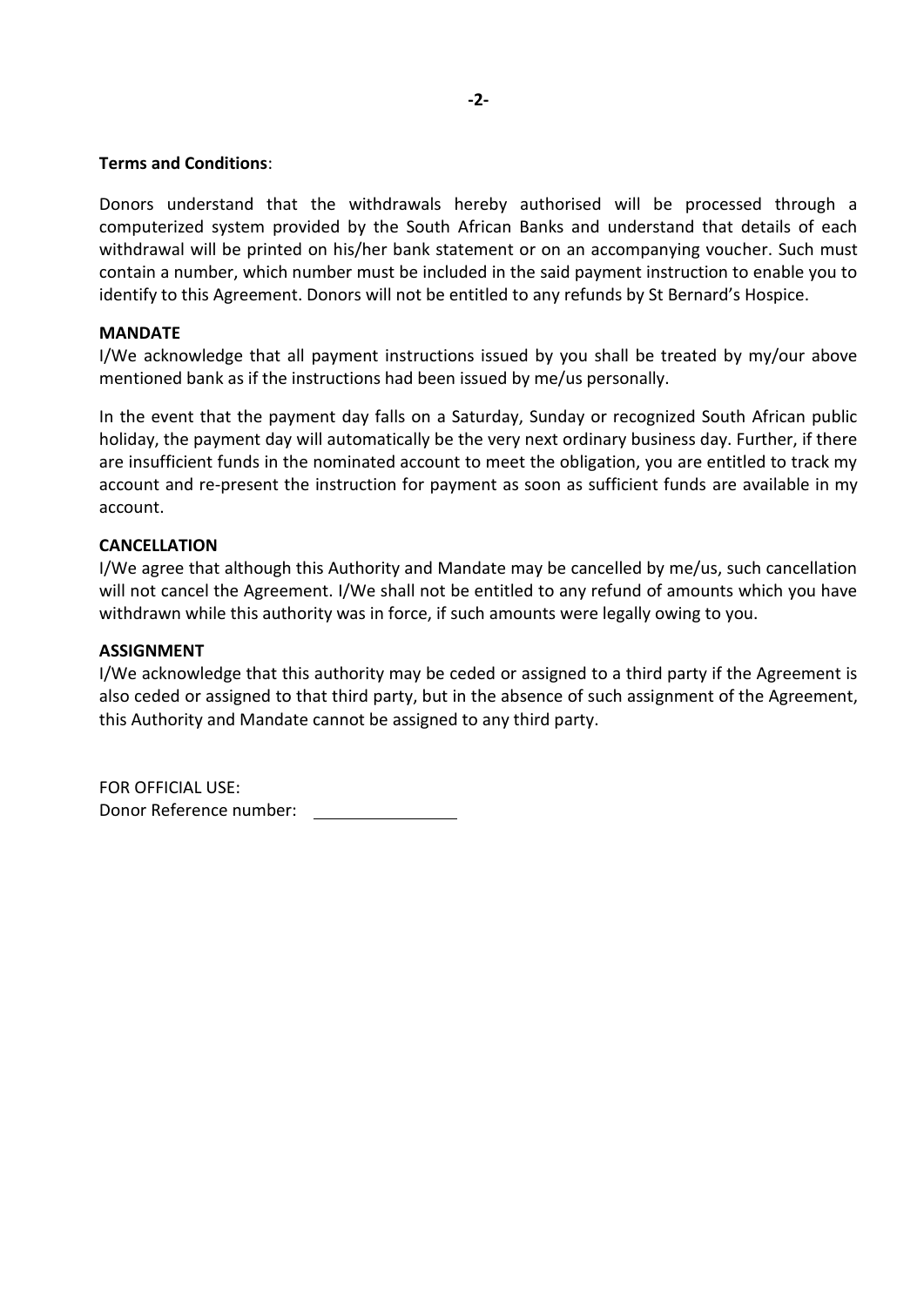**Terms and Conditions**:

Donors understand that the withdrawals hereby authorised will be processed through a computerized system provided by the South African Banks and understand that details of each withdrawal will be printed on his/her bank statement or on an accompanying voucher. Such must contain a number, which number must be included in the said payment instruction to enable you to identify to this Agreement. Donors will not be entitled to any refunds by St Bernard's Hospice.

**MANDATE**

I/We acknowledge that all payment instructions issued by you shall be treated by my/our above mentioned bank as if the instructions had been issued by me/us personally.

In the event that the payment day falls on a Saturday, Sunday or recognized South African public holiday, the payment day will automatically be the very next ordinary business day. Further, if there are insufficient funds in the nominated account to meet the obligation, you are entitled to track my account and re-present the instruction for payment as soon as sufficient funds are available in my account.

**CANCELLATION**

I/We agree that although this Authority and Mandate may be cancelled by me/us, such cancellation will not cancel the Agreement. I/We shall not be entitled to any refund of amounts which you have withdrawn while this authority was in force, if such amounts were legally owing to you.

**ASSIGNMENT**

I/We acknowledge that this authority may be ceded or assigned to a third party if the Agreement is also ceded or assigned to that third party, but in the absence of such assignment of the Agreement, this Authority and Mandate cannot be assigned to any third party.

FOR OFFICIAL USE:

Donor Reference number: ________________